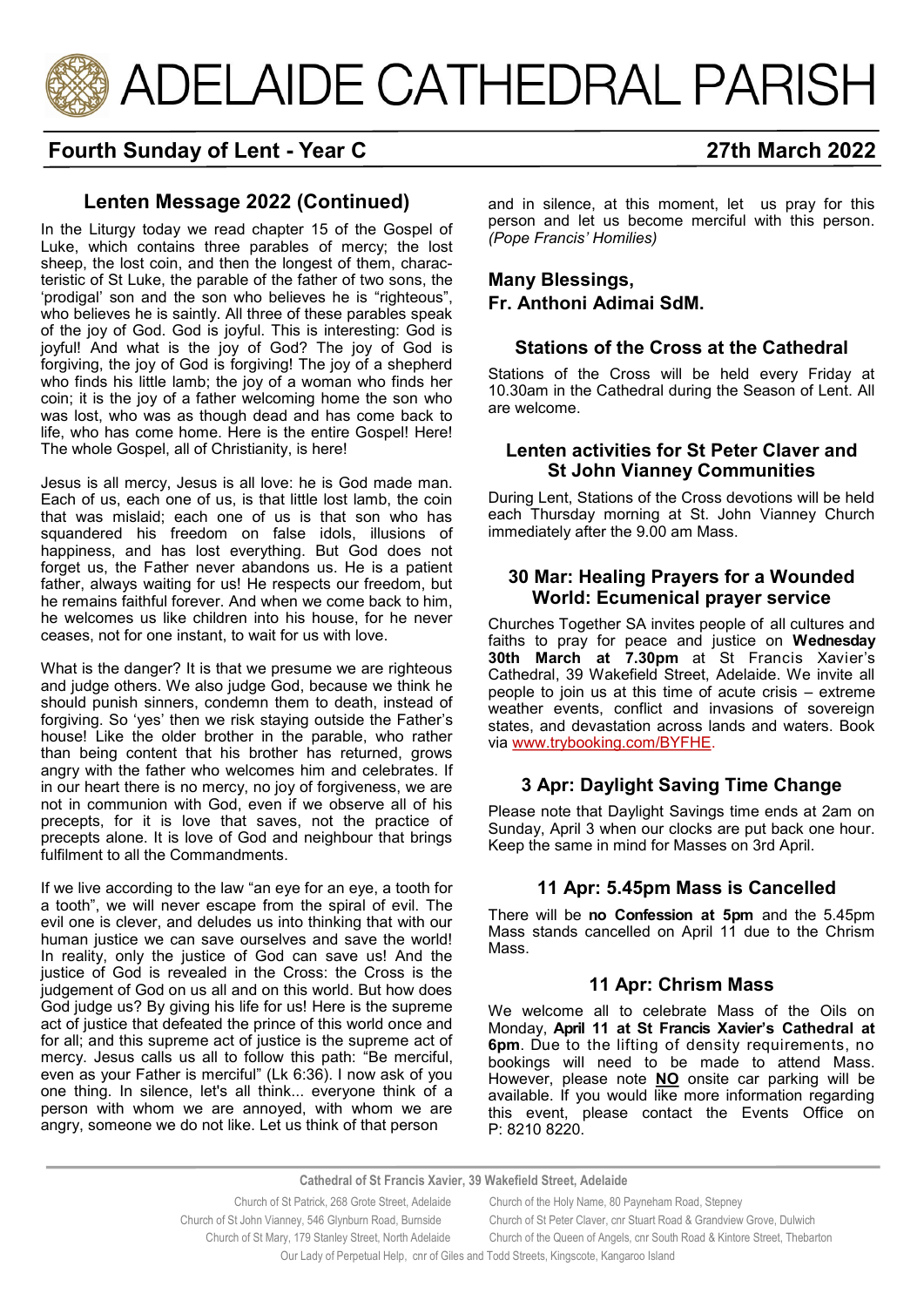# ADELAIDE CATHEDRAL PARISH

## Fourth Sunday of Lent - Year C

**27th March 2022**

### Lenten Message 2022 (Continued)

In the Liturgy today we read chapter 15 of the Gospel of Luke, which contains three parables of mercy; the lost sheep, the lost coin, and then the longest of them, characteristic of St Luke, the parable of the father of two sons, the 'prodigal' son and the son who believes he is "righteous", who believes he is saintly. All three of these parables speak of the joy of God. God is joyful. This is interesting: God is joyful! And what is the joy of God? The joy of God is forgiving, the joy of God is forgiving! The joy of a shepherd who finds his little lamb; the joy of a woman who finds her coin; it is the joy of a father welcoming home the son who was lost, who was as though dead and has come back to life, who has come home. Here is the entire Gospel! Here! The whole Gospel, all of Christianity, is here!

Jesus is all mercy, Jesus is all love: he is God made man. Each of us, each one of us, is that little lost lamb, the coin that was mislaid; each one of us is that son who has squandered his freedom on false idols, illusions of happiness, and has lost everything. But God does not forget us, the Father never abandons us. He is a patient father, always waiting for us! He respects our freedom, but he remains faithful forever. And when we come back to him, he welcomes us like children into his house, for he never ceases, not for one instant, to wait for us with love.

What is the danger? It is that we presume we are righteous and judge others. We also judge God, because we think he should punish sinners, condemn them to death, instead of forgiving. So 'yes' then we risk staying outside the Father's house! Like the older brother in the parable, who rather than being content that his brother has returned, grows angry with the father who welcomes him and celebrates. If in our heart there is no mercy, no joy of forgiveness, we are not in communion with God, even if we observe all of his precepts, for it is love that saves, not the practice of precepts alone. It is love of God and neighbour that brings fulfilment to all the Commandments.

If we live according to the law "an eye for an eye, a tooth for a tooth", we will never escape from the spiral of evil. The evil one is clever, and deludes us into thinking that with our human justice we can save ourselves and save the world! In reality, only the justice of God can save us! And the justice of God is revealed in the Cross: the Cross is the judgement of God on us all and on this world. But how does God judge us? By giving his life for us! Here is the supreme act of justice that defeated the prince of this world once and for all; and this supreme act of justice is the supreme act of mercy. Jesus calls us all to follow this path: "Be merciful, even as your Father is merciful" (Lk 6:36). I now ask of you one thing. In silence, let's all think... everyone think of a person with whom we are annoyed, with whom we are angry, someone we do not like. Let us think of that person and in silence, at this moment, let us pray for this person and let us become merciful with this person. *(Pope Francis' Homilies)*

**Many Blessings,**
**Fr. Anthoni Adimai SdM.**

### Stations of the Cross at the Cathedral

Stations of the Cross will be held every Friday at 10.30am in the Cathedral during the Season of Lent. All are welcome.

### Lenten activities for St Peter Claver and St John Vianney Communities

During Lent, Stations of the Cross devotions will be held each Thursday morning at St. John Vianney Church immediately after the 9.00 am Mass.

### 30 Mar: Healing Prayers for a Wounded World: Ecumenical prayer service

Churches Together SA invites people of all cultures and faiths to pray for peace and justice on **Wednesday 30th March at 7.30pm** at St Francis Xavier's Cathedral, 39 Wakefield Street, Adelaide. We invite all people to join us at this time of acute crisis – extreme weather events, conflict and invasions of sovereign states, and devastation across lands and waters. Book via www.trybooking.com/BYFHE.

### 3 Apr: Daylight Saving Time Change

Please note that Daylight Savings time ends at 2am on Sunday, April 3 when our clocks are put back one hour. Keep the same in mind for Masses on 3rd April.

### 11 Apr: 5.45pm Mass is Cancelled

There will be **no Confession at 5pm** and the 5.45pm Mass stands cancelled on April 11 due to the Chrism Mass.

### 11 Apr: Chrism Mass

We welcome all to celebrate Mass of the Oils on Monday, **April 11 at St Francis Xavier's Cathedral at 6pm**. Due to the lifting of density requirements, no bookings will need to be made to attend Mass. However, please note **NO** onsite car parking will be available. If you would like more information regarding this event, please contact the Events Office on P: 8210 8220.

**Cathedral of St Francis Xavier, 39 Wakefield Street, Adelaide**

Church of St Patrick, 268 Grote Street, Adelaide
Church of the Holy Name, 80 Payneham Road, Stepney
Church of St John Vianney, 546 Glynburn Road, Burnside
Church of St Peter Claver, cnr Stuart Road & Grandview Grove, Dulwich
Church of St Mary, 179 Stanley Street, North Adelaide
Church of the Queen of Angels, cnr South Road & Kintore Street, Thebarton
Our Lady of Perpetual Help, cnr of Giles and Todd Streets, Kingscote, Kangaroo Island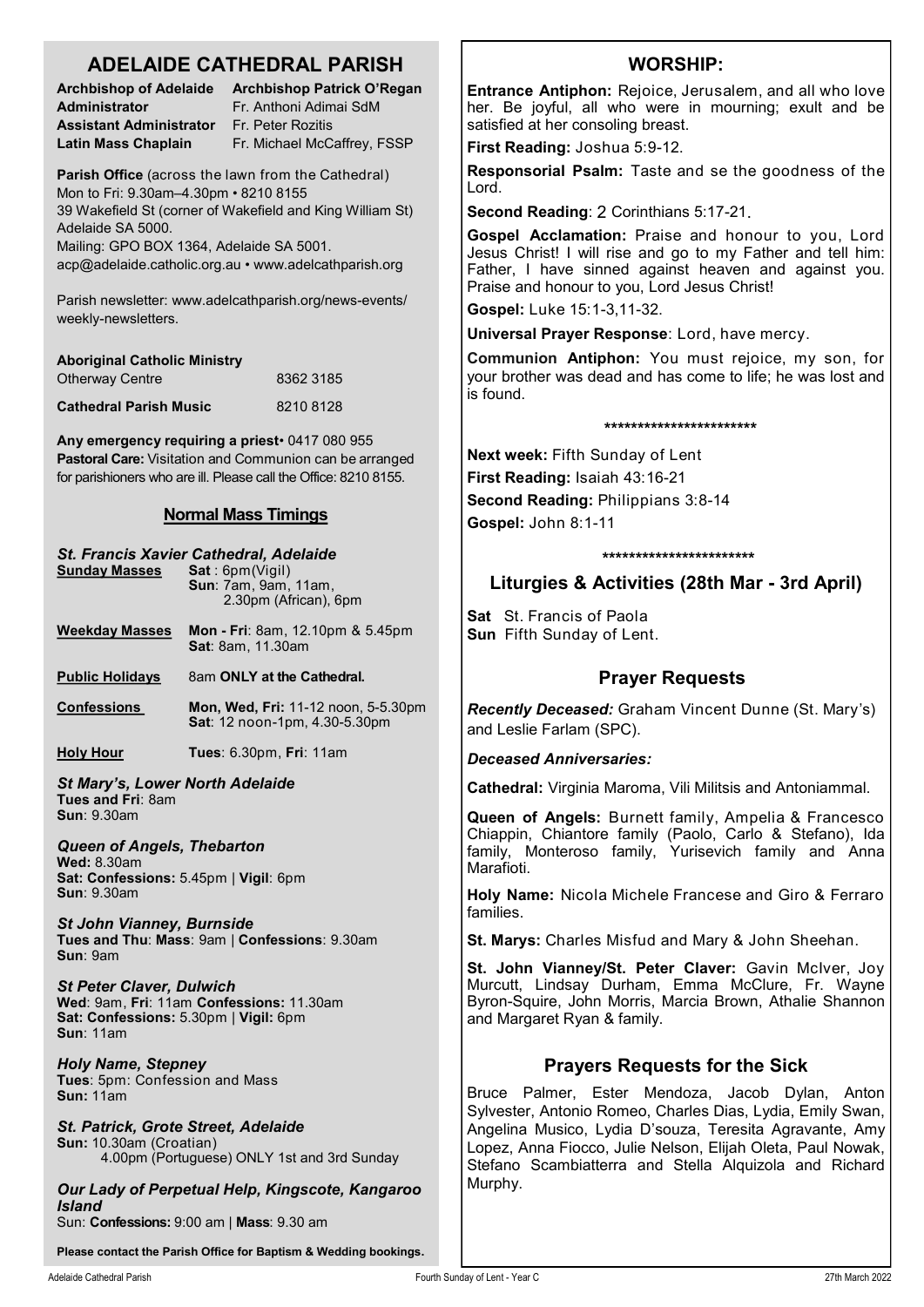# ADELAIDE CATHEDRAL PARISH

| | |
|---|---|
| **Archbishop of Adelaide** | **Archbishop Patrick O'Regan** |
| **Administrator** | Fr. Anthoni Adimai SdM |
| **Assistant Administrator** | Fr. Peter Rozitis |
| **Latin Mass Chaplain** | Fr. Michael McCaffrey, FSSP |

**Parish Office** (across the lawn from the Cathedral)
Mon to Fri: 9.30am–4.30pm • 8210 8155
39 Wakefield St (corner of Wakefield and King William St)
Adelaide SA 5000.
Mailing: GPO BOX 1364, Adelaide SA 5001.
acp@adelaide.catholic.org.au • www.adelcathparish.org

Parish newsletter: www.adelcathparish.org/news-events/weekly-newsletters.

**Aboriginal Catholic Ministry**
Otherway Centre 8362 3185

**Cathedral Parish Music** 8210 8128

**Any emergency requiring a priest**• 0417 080 955
**Pastoral Care:** Visitation and Communion can be arranged for parishioners who are ill. Please call the Office: 8210 8155.

## Normal Mass Timings

### *St. Francis Xavier Cathedral, Adelaide*

| | |
|---|---|
| **Sunday Masses** | **Sat** : 6pm(Vigil)<br>**Sun**: 7am, 9am, 11am, 2.30pm (African), 6pm |
| **Weekday Masses** | **Mon - Fri**: 8am, 12.10pm & 5.45pm<br>**Sat**: 8am, 11.30am |
| **Public Holidays** | 8am **ONLY at the Cathedral.** |
| **Confessions** | **Mon, Wed, Fri:** 11-12 noon, 5-5.30pm<br>**Sat**: 12 noon-1pm, 4.30-5.30pm |
| **Holy Hour** | **Tues**: 6.30pm, **Fri**: 11am |

### *St Mary's, Lower North Adelaide*
**Tues and Fri**: 8am
**Sun**: 9.30am

### *Queen of Angels, Thebarton*
**Wed:** 8.30am
**Sat: Confessions:** 5.45pm | **Vigil**: 6pm
**Sun**: 9.30am

### *St John Vianney, Burnside*
**Tues and Thu**: **Mass**: 9am | **Confessions**: 9.30am
**Sun**: 9am

### *St Peter Claver, Dulwich*
**Wed**: 9am, **Fri**: 11am **Confessions:** 11.30am
**Sat: Confessions:** 5.30pm | **Vigil:** 6pm
**Sun**: 11am

### *Holy Name, Stepney*
**Tues**: 5pm: Confession and Mass
**Sun:** 11am

### *St. Patrick, Grote Street, Adelaide*
**Sun:** 10.30am (Croatian)
4.00pm (Portuguese) ONLY 1st and 3rd Sunday

### *Our Lady of Perpetual Help, Kingscote, Kangaroo Island*
Sun: **Confessions:** 9:00 am | **Mass**: 9.30 am

**Please contact the Parish Office for Baptism & Wedding bookings.**

## WORSHIP:

**Entrance Antiphon:** Rejoice, Jerusalem, and all who love her. Be joyful, all who were in mourning; exult and be satisfied at her consoling breast.

**First Reading:** Joshua 5:9-12.

**Responsorial Psalm:** Taste and se the goodness of the Lord.

**Second Reading**: 2 Corinthians 5:17-21.

**Gospel Acclamation:** Praise and honour to you, Lord Jesus Christ! I will rise and go to my Father and tell him: Father, I have sinned against heaven and against you. Praise and honour to you, Lord Jesus Christ!

**Gospel:** Luke 15:1-3,11-32.

**Universal Prayer Response**: Lord, have mercy.

**Communion Antiphon:** You must rejoice, my son, for your brother was dead and has come to life; he was lost and is found.

***********************

**Next week:** Fifth Sunday of Lent
**First Reading:** Isaiah 43:16-21
**Second Reading:** Philippians 3:8-14
**Gospel:** John 8:1-11

***********************

## Liturgies & Activities (28th Mar - 3rd April)

**Sat** St. Francis of Paola
**Sun** Fifth Sunday of Lent.

## Prayer Requests

***Recently Deceased:*** Graham Vincent Dunne (St. Mary's) and Leslie Farlam (SPC).

***Deceased Anniversaries:***

**Cathedral:** Virginia Maroma, Vili Militsis and Antoniammal.

**Queen of Angels:** Burnett family, Ampelia & Francesco Chiappin, Chiantore family (Paolo, Carlo & Stefano), Ida family, Monteroso family, Yurisevich family and Anna Marafioti.

**Holy Name:** Nicola Michele Francese and Giro & Ferraro families.

**St. Marys:** Charles Misfud and Mary & John Sheehan.

**St. John Vianney/St. Peter Claver:** Gavin McIver, Joy Murcutt, Lindsay Durham, Emma McClure, Fr. Wayne Byron-Squire, John Morris, Marcia Brown, Athalie Shannon and Margaret Ryan & family.

## Prayers Requests for the Sick

Bruce Palmer, Ester Mendoza, Jacob Dylan, Anton Sylvester, Antonio Romeo, Charles Dias, Lydia, Emily Swan, Angelina Musico, Lydia D'souza, Teresita Agravante, Amy Lopez, Anna Fiocco, Julie Nelson, Elijah Oleta, Paul Nowak, Stefano Scambiatterra and Stella Alquizola and Richard Murphy.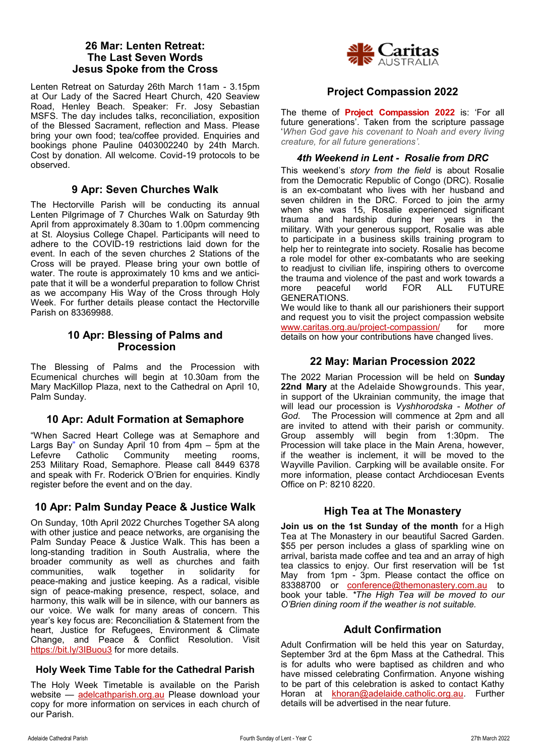## 26 Mar: Lenten Retreat: The Last Seven Words Jesus Spoke from the Cross

Lenten Retreat on Saturday 26th March 11am - 3.15pm at Our Lady of the Sacred Heart Church, 420 Seaview Road, Henley Beach. Speaker: Fr. Josy Sebastian MSFS. The day includes talks, reconciliation, exposition of the Blessed Sacrament, reflection and Mass. Please bring your own food; tea/coffee provided. Enquiries and bookings phone Pauline 0403002240 by 24th March. Cost by donation. All welcome. Covid-19 protocols to be observed.

## 9 Apr: Seven Churches Walk

The Hectorville Parish will be conducting its annual Lenten Pilgrimage of 7 Churches Walk on Saturday 9th April from approximately 8.30am to 1.00pm commencing at St. Aloysius College Chapel. Participants will need to adhere to the COVID-19 restrictions laid down for the event. In each of the seven churches 2 Stations of the Cross will be prayed. Please bring your own bottle of water. The route is approximately 10 kms and we anticipate that it will be a wonderful preparation to follow Christ as we accompany His Way of the Cross through Holy Week. For further details please contact the Hectorville Parish on 83369988.

## 10 Apr: Blessing of Palms and Procession

The Blessing of Palms and the Procession with Ecumenical churches will begin at 10.30am from the Mary MacKillop Plaza, next to the Cathedral on April 10, Palm Sunday.

## 10 Apr: Adult Formation at Semaphore

"When Sacred Heart College was at Semaphore and Largs Bay" on Sunday April 10 from 4pm – 5pm at the Lefevre Catholic Community meeting rooms, 253 Military Road, Semaphore. Please call 8449 6378 and speak with Fr. Roderick O'Brien for enquiries. Kindly register before the event and on the day.

## 10 Apr: Palm Sunday Peace & Justice Walk

On Sunday, 10th April 2022 Churches Together SA along with other justice and peace networks, are organising the Palm Sunday Peace & Justice Walk. This has been a long-standing tradition in South Australia, where the broader community as well as churches and faith communities, walk together in solidarity for peace-making and justice keeping. As a radical, visible sign of peace-making presence, respect, solace, and harmony, this walk will be in silence, with our banners as our voice. We walk for many areas of concern. This year's key focus are: Reconciliation & Statement from the heart, Justice for Refugees, Environment & Climate Change, and Peace & Conflict Resolution. Visit https://bit.ly/3IBuou3 for more details.

## Holy Week Time Table for the Cathedral Parish

The Holy Week Timetable is available on the Parish website — adelcathparish.org.au Please download your copy for more information on services in each church of our Parish.

## Project Compassion 2022

The theme of **Project Compassion 2022** is: 'For all future generations'. Taken from the scripture passage '*When God gave his covenant to Noah and every living creature, for all future generations'.*

### *4th Weekend in Lent - Rosalie from DRC*

This weekend's *story from the field* is about Rosalie from the Democratic Republic of Congo (DRC). Rosalie is an ex-combatant who lives with her husband and seven children in the DRC. Forced to join the army when she was 15, Rosalie experienced significant trauma and hardship during her years in the military. With your generous support, Rosalie was able to participate in a business skills training program to help her to reintegrate into society. Rosalie has become a role model for other ex-combatants who are seeking to readjust to civilian life, inspiring others to overcome the trauma and violence of the past and work towards a more peaceful world FOR ALL FUTURE GENERATIONS.

We would like to thank all our parishioners their support and request you to visit the project compassion website www.caritas.org.au/project-compassion/ for more details on how your contributions have changed lives.

## 22 May: Marian Procession 2022

The 2022 Marian Procession will be held on **Sunday 22nd Mary** at the Adelaide Showgrounds. This year, in support of the Ukrainian community, the image that will lead our procession is *Vyshhorodska - Mother of God.* The Procession will commence at 2pm and all are invited to attend with their parish or community. Group assembly will begin from 1:30pm. The Procession will take place in the Main Arena, however, if the weather is inclement, it will be moved to the Wayville Pavilion. Carpking will be available onsite. For more information, please contact Archdiocesan Events Office on P: 8210 8220.

## High Tea at The Monastery

**Join us on the 1st Sunday of the month** for a High Tea at The Monastery in our beautiful Sacred Garden. $55 per person includes a glass of sparkling wine on arrival, barista made coffee and tea and an array of high tea classics to enjoy. Our first reservation will be 1st May from 1pm - 3pm. Please contact the office on 83388700 or conference@themonastery.com.au to book your table. *\*The High Tea will be moved to our O'Brien dining room if the weather is not suitable.*

## Adult Confirmation

Adult Confirmation will be held this year on Saturday, September 3rd at the 6pm Mass at the Cathedral. This is for adults who were baptised as children and who have missed celebrating Confirmation. Anyone wishing to be part of this celebration is asked to contact Kathy Horan at khoran@adelaide.catholic.org.au. Further details will be advertised in the near future.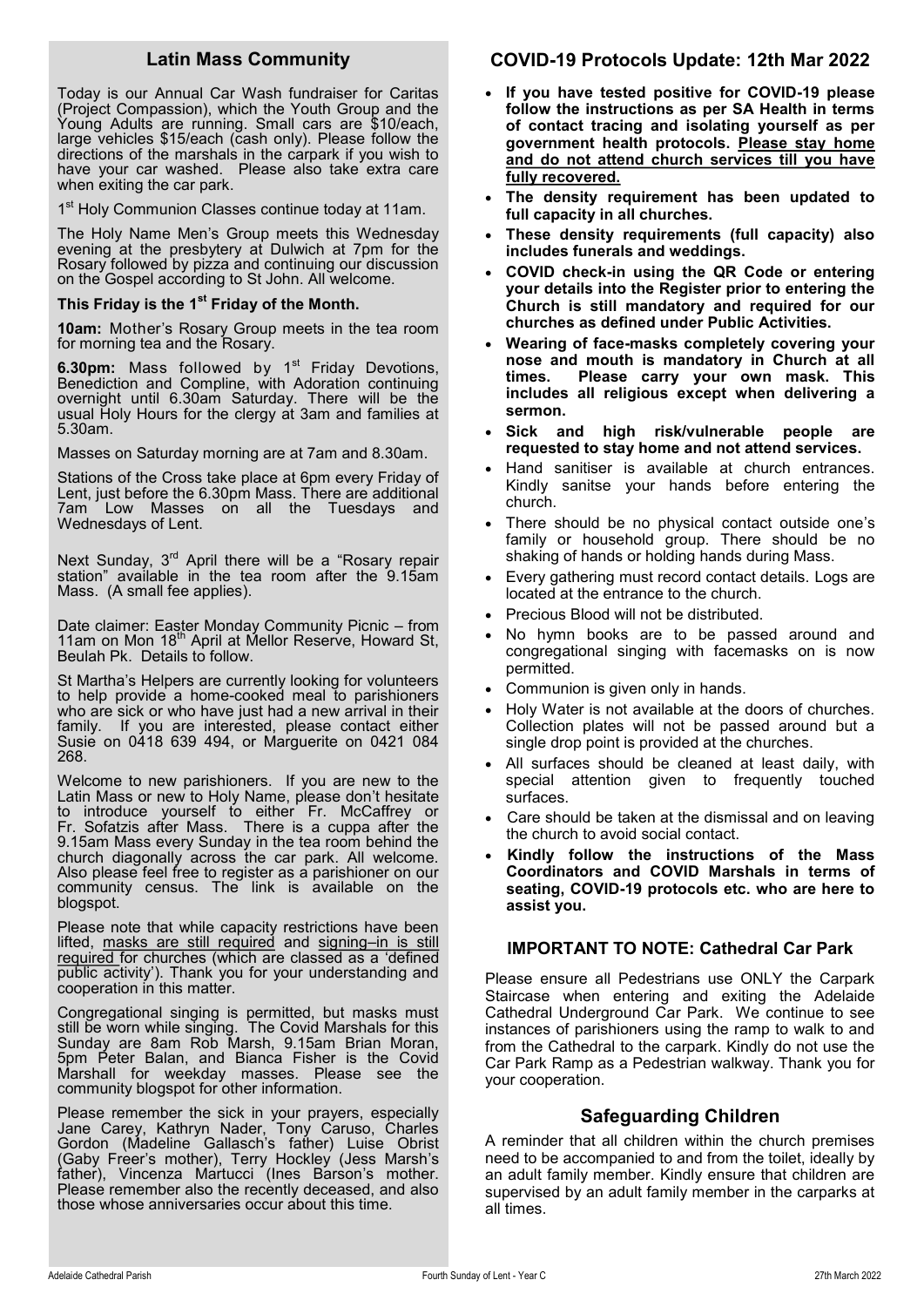## Latin Mass Community

Today is our Annual Car Wash fundraiser for Caritas (Project Compassion), which the Youth Group and the Young Adults are running. Small cars are $10/each, large vehicles $15/each (cash only). Please follow the directions of the marshals in the carpark if you wish to have your car washed. Please also take extra care when exiting the car park.

1st Holy Communion Classes continue today at 11am.

The Holy Name Men's Group meets this Wednesday evening at the presbytery at Dulwich at 7pm for the Rosary followed by pizza and continuing our discussion on the Gospel according to St John. All welcome.

**This Friday is the 1st Friday of the Month.**

**10am:** Mother's Rosary Group meets in the tea room for morning tea and the Rosary.

**6.30pm:** Mass followed by 1st Friday Devotions, Benediction and Compline, with Adoration continuing overnight until 6.30am Saturday. There will be the usual Holy Hours for the clergy at 3am and families at 5.30am.

Masses on Saturday morning are at 7am and 8.30am.

Stations of the Cross take place at 6pm every Friday of Lent, just before the 6.30pm Mass. There are additional 7am Low Masses on all the Tuesdays and Wednesdays of Lent.

Next Sunday, 3rd April there will be a "Rosary repair station" available in the tea room after the 9.15am Mass. (A small fee applies).

Date claimer: Easter Monday Community Picnic – from 11am on Mon 18th April at Mellor Reserve, Howard St, Beulah Pk. Details to follow.

St Martha's Helpers are currently looking for volunteers to help provide a home-cooked meal to parishioners who are sick or who have just had a new arrival in their family. If you are interested, please contact either Susie on 0418 639 494, or Marguerite on 0421 084 268.

Welcome to new parishioners. If you are new to the Latin Mass or new to Holy Name, please don't hesitate to introduce yourself to either Fr. McCaffrey or Fr. Sofatzis after Mass. There is a cuppa after the 9.15am Mass every Sunday in the tea room behind the church diagonally across the car park. All welcome. Also please feel free to register as a parishioner on our community census. The link is available on the blogspot.

Please note that while capacity restrictions have been lifted, masks are still required and signing–in is still required for churches (which are classed as a 'defined public activity'). Thank you for your understanding and cooperation in this matter.

Congregational singing is permitted, but masks must still be worn while singing. The Covid Marshals for this Sunday are 8am Rob Marsh, 9.15am Brian Moran, 5pm Peter Balan, and Bianca Fisher is the Covid Marshall for weekday masses. Please see the community blogspot for other information.

Please remember the sick in your prayers, especially Jane Carey, Kathryn Nader, Tony Caruso, Charles Gordon (Madeline Gallasch's father) Luise Obrist (Gaby Freer's mother), Terry Hockley (Jess Marsh's father), Vincenza Martucci (Ines Barson's mother. Please remember also the recently deceased, and also those whose anniversaries occur about this time.

## COVID-19 Protocols Update: 12th Mar 2022

- **If you have tested positive for COVID-19 please follow the instructions as per SA Health in terms of contact tracing and isolating yourself as per government health protocols. Please stay home and do not attend church services till you have fully recovered.**
- **The density requirement has been updated to full capacity in all churches.**
- **These density requirements (full capacity) also includes funerals and weddings.**
- **COVID check-in using the QR Code or entering your details into the Register prior to entering the Church is still mandatory and required for our churches as defined under Public Activities.**
- **Wearing of face-masks completely covering your nose and mouth is mandatory in Church at all times. Please carry your own mask. This includes all religious except when delivering a sermon.**
- **Sick and high risk/vulnerable people are requested to stay home and not attend services.**
- Hand sanitiser is available at church entrances. Kindly sanitse your hands before entering the church.
- There should be no physical contact outside one's family or household group. There should be no shaking of hands or holding hands during Mass.
- Every gathering must record contact details. Logs are located at the entrance to the church.
- Precious Blood will not be distributed.
- No hymn books are to be passed around and congregational singing with facemasks on is now permitted.
- Communion is given only in hands.
- Holy Water is not available at the doors of churches. Collection plates will not be passed around but a single drop point is provided at the churches.
- All surfaces should be cleaned at least daily, with special attention given to frequently touched surfaces.
- Care should be taken at the dismissal and on leaving the church to avoid social contact.
- **Kindly follow the instructions of the Mass Coordinators and COVID Marshals in terms of seating, COVID-19 protocols etc. who are here to assist you.**

### IMPORTANT TO NOTE: Cathedral Car Park

Please ensure all Pedestrians use ONLY the Carpark Staircase when entering and exiting the Adelaide Cathedral Underground Car Park. We continue to see instances of parishioners using the ramp to walk to and from the Cathedral to the carpark. Kindly do not use the Car Park Ramp as a Pedestrian walkway. Thank you for your cooperation.

## Safeguarding Children

A reminder that all children within the church premises need to be accompanied to and from the toilet, ideally by an adult family member. Kindly ensure that children are supervised by an adult family member in the carparks at all times.